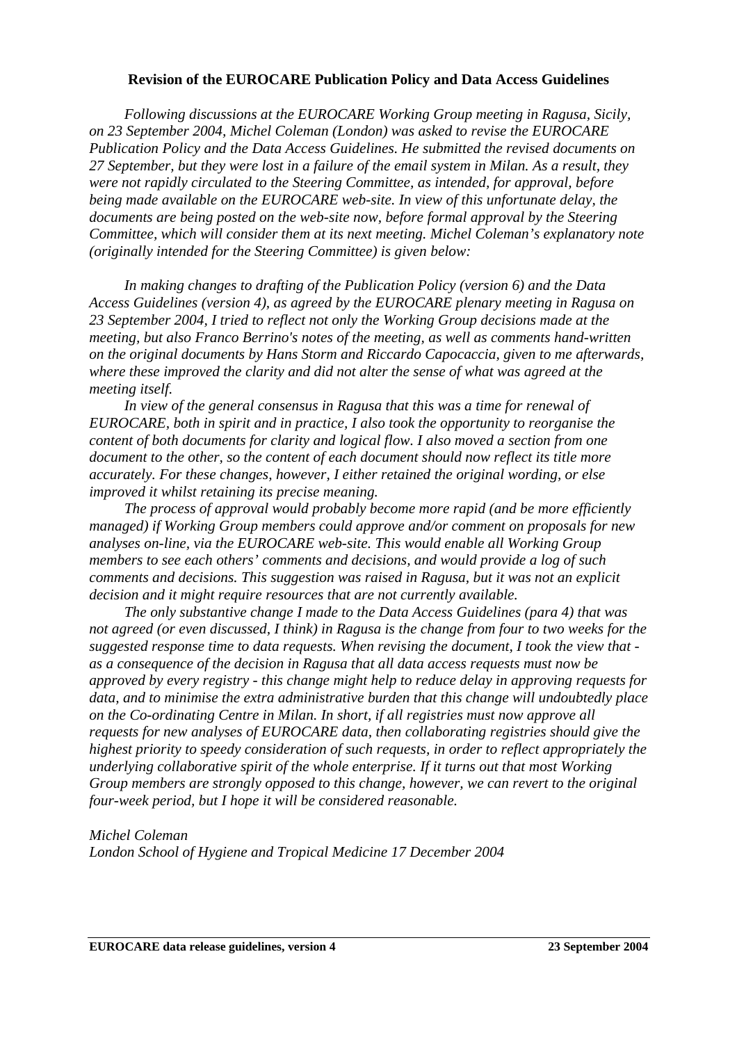**Revision of the EUROCARE Publication Policy and Data Access Guidelines**

*Following discussions at the EUROCARE Working Group meeting in Ragusa, Sicily, on 23 September 2004, Michel Coleman (London) was asked to revise the EUROCARE Publication Policy and the Data Access Guidelines. He submitted the revised documents on 27 September, but they were lost in a failure of the email system in Milan. As a result, they were not rapidly circulated to the Steering Committee, as intended, for approval, before being made available on the EUROCARE web-site. In view of this unfortunate delay, the documents are being posted on the web-site now, before formal approval by the Steering Committee, which will consider them at its next meeting. Michel Coleman's explanatory note (originally intended for the Steering Committee) is given below:*

*In making changes to drafting of the Publication Policy (version 6) and the Data Access Guidelines (version 4), as agreed by the EUROCARE plenary meeting in Ragusa on 23 September 2004, I tried to reflect not only the Working Group decisions made at the meeting, but also Franco Berrino's notes of the meeting, as well as comments hand-written on the original documents by Hans Storm and Riccardo Capocaccia, given to me afterwards, where these improved the clarity and did not alter the sense of what was agreed at the meeting itself.*

*In view of the general consensus in Ragusa that this was a time for renewal of EUROCARE, both in spirit and in practice, I also took the opportunity to reorganise the content of both documents for clarity and logical flow. I also moved a section from one document to the other, so the content of each document should now reflect its title more accurately. For these changes, however, I either retained the original wording, or else improved it whilst retaining its precise meaning.*

*The process of approval would probably become more rapid (and be more efficiently managed) if Working Group members could approve and/or comment on proposals for new analyses on-line, via the EUROCARE web-site. This would enable all Working Group members to see each others' comments and decisions, and would provide a log of such comments and decisions. This suggestion was raised in Ragusa, but it was not an explicit decision and it might require resources that are not currently available.*

*The only substantive change I made to the Data Access Guidelines (para 4) that was not agreed (or even discussed, I think) in Ragusa is the change from four to two weeks for the suggested response time to data requests. When revising the document, I took the view that - as a consequence of the decision in Ragusa that all data access requests must now be approved by every registry - this change might help to reduce delay in approving requests for data, and to minimise the extra administrative burden that this change will undoubtedly place on the Co-ordinating Centre in Milan. In short, if all registries must now approve all requests for new analyses of EUROCARE data, then collaborating registries should give the highest priority to speedy consideration of such requests, in order to reflect appropriately the underlying collaborative spirit of the whole enterprise. If it turns out that most Working Group members are strongly opposed to this change, however, we can revert to the original four-week period, but I hope it will be considered reasonable.*

*Michel Coleman*
*London School of Hygiene and Tropical Medicine 17 December 2004*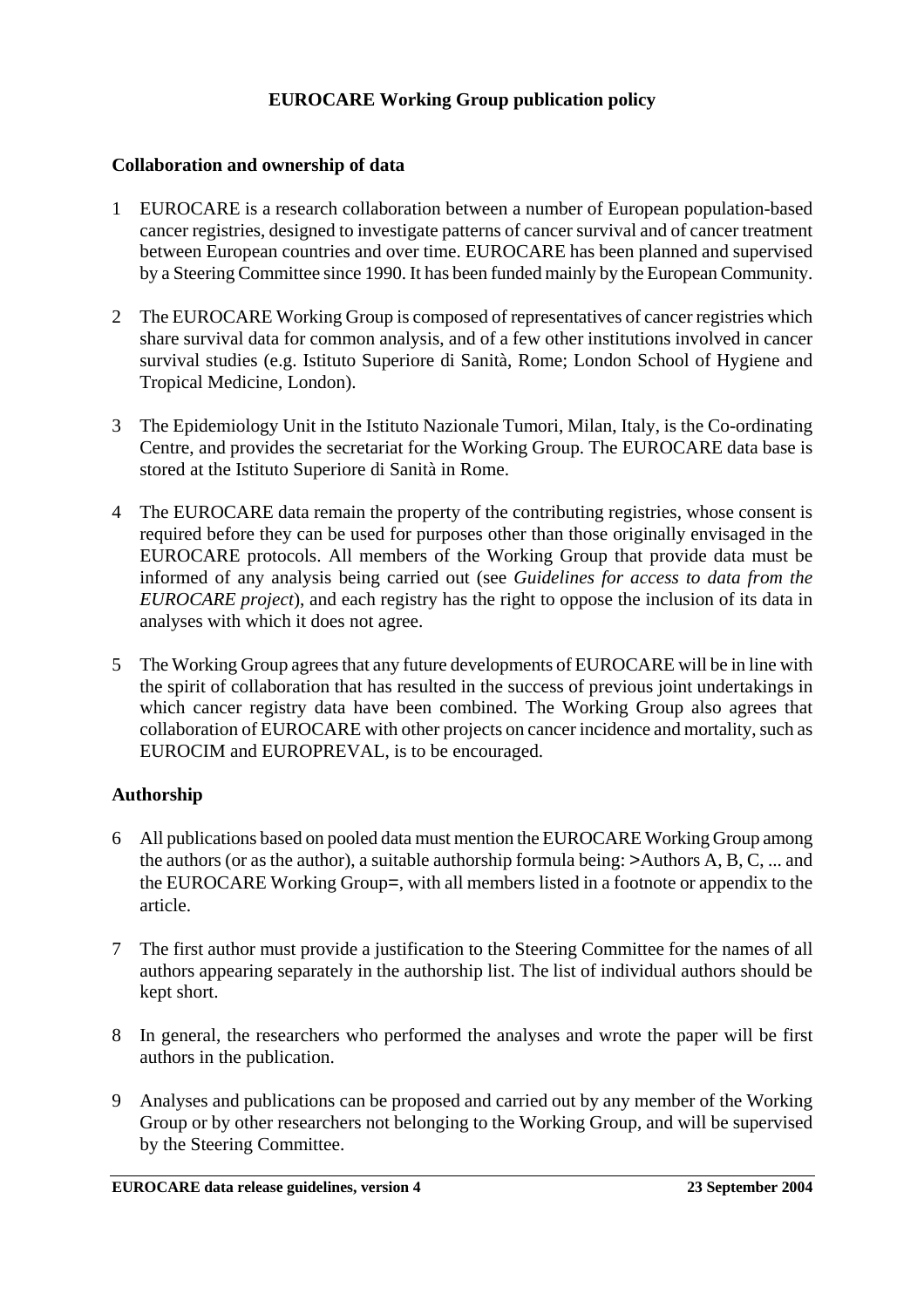**EUROCARE Working Group publication policy**

**Collaboration and ownership of data**

1 EUROCARE is a research collaboration between a number of European population-based cancer registries, designed to investigate patterns of cancer survival and of cancer treatment between European countries and over time. EUROCARE has been planned and supervised by a Steering Committee since 1990. It has been funded mainly by the European Community.

2 The EUROCARE Working Group is composed of representatives of cancer registries which share survival data for common analysis, and of a few other institutions involved in cancer survival studies (e.g. Istituto Superiore di Sanità, Rome; London School of Hygiene and Tropical Medicine, London).

3 The Epidemiology Unit in the Istituto Nazionale Tumori, Milan, Italy, is the Co-ordinating Centre, and provides the secretariat for the Working Group. The EUROCARE data base is stored at the Istituto Superiore di Sanità in Rome.

4 The EUROCARE data remain the property of the contributing registries, whose consent is required before they can be used for purposes other than those originally envisaged in the EUROCARE protocols. All members of the Working Group that provide data must be informed of any analysis being carried out (see *Guidelines for access to data from the EUROCARE project*), and each registry has the right to oppose the inclusion of its data in analyses with which it does not agree.

5 The Working Group agrees that any future developments of EUROCARE will be in line with the spirit of collaboration that has resulted in the success of previous joint undertakings in which cancer registry data have been combined. The Working Group also agrees that collaboration of EUROCARE with other projects on cancer incidence and mortality, such as EUROCIM and EUROPREVAL, is to be encouraged.

**Authorship**

6 All publications based on pooled data must mention the EUROCARE Working Group among the authors (or as the author), a suitable authorship formula being: >Authors A, B, C, ... and the EUROCARE Working Group=, with all members listed in a footnote or appendix to the article.

7 The first author must provide a justification to the Steering Committee for the names of all authors appearing separately in the authorship list. The list of individual authors should be kept short.

8 In general, the researchers who performed the analyses and wrote the paper will be first authors in the publication.

9 Analyses and publications can be proposed and carried out by any member of the Working Group or by other researchers not belonging to the Working Group, and will be supervised by the Steering Committee.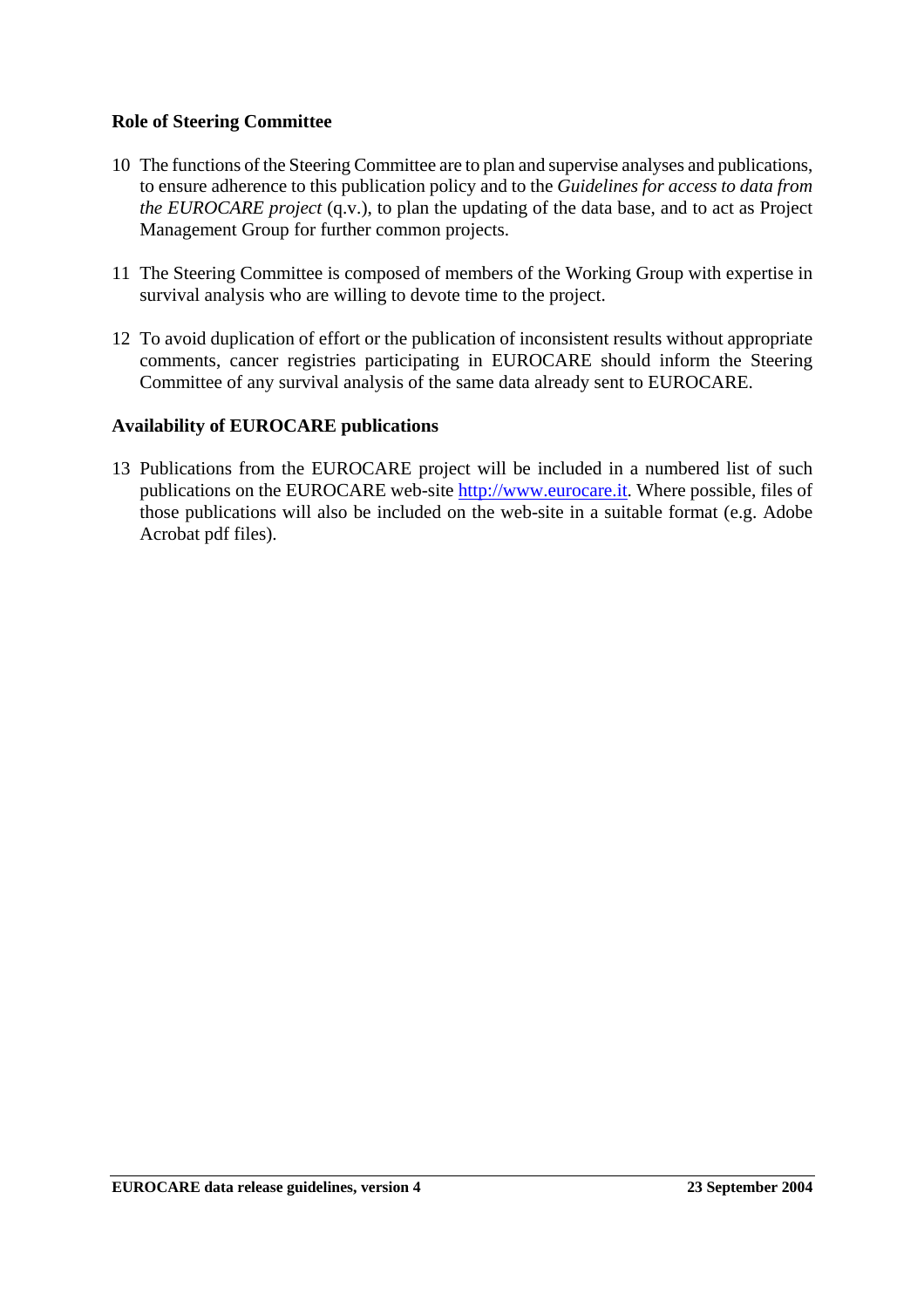**Role of Steering Committee**

10 The functions of the Steering Committee are to plan and supervise analyses and publications, to ensure adherence to this publication policy and to the *Guidelines for access to data from the EUROCARE project* (q.v.), to plan the updating of the data base, and to act as Project Management Group for further common projects.

11 The Steering Committee is composed of members of the Working Group with expertise in survival analysis who are willing to devote time to the project.

12 To avoid duplication of effort or the publication of inconsistent results without appropriate comments, cancer registries participating in EUROCARE should inform the Steering Committee of any survival analysis of the same data already sent to EUROCARE.

**Availability of EUROCARE publications**

13 Publications from the EUROCARE project will be included in a numbered list of such publications on the EUROCARE web-site [http://www.eurocare.it](http://www.eurocare.it). Where possible, files of those publications will also be included on the web-site in a suitable format (e.g. Adobe Acrobat pdf files).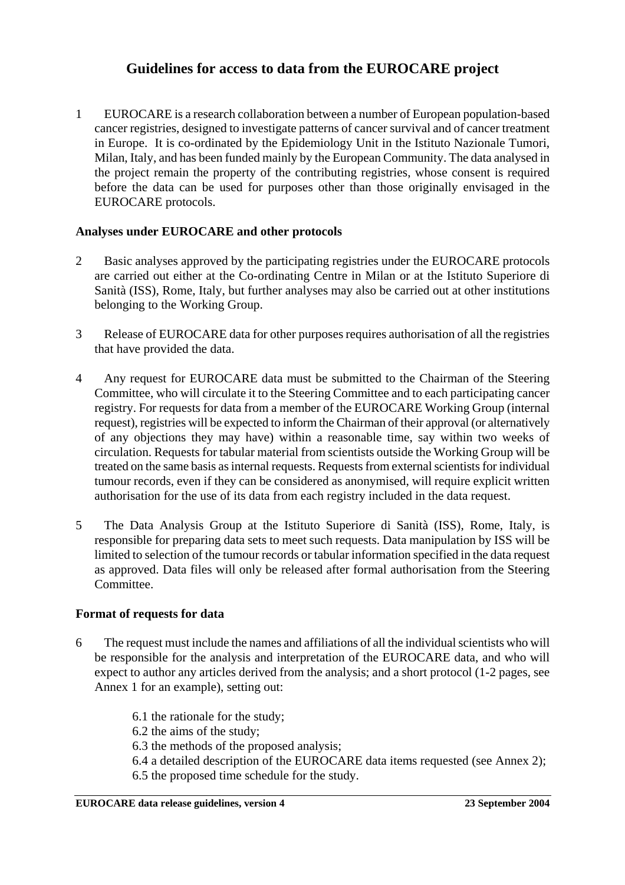# Guidelines for access to data from the EUROCARE project

1 EUROCARE is a research collaboration between a number of European population-based cancer registries, designed to investigate patterns of cancer survival and of cancer treatment in Europe. It is co-ordinated by the Epidemiology Unit in the Istituto Nazionale Tumori, Milan, Italy, and has been funded mainly by the European Community. The data analysed in the project remain the property of the contributing registries, whose consent is required before the data can be used for purposes other than those originally envisaged in the EUROCARE protocols.

## Analyses under EUROCARE and other protocols

2 Basic analyses approved by the participating registries under the EUROCARE protocols are carried out either at the Co-ordinating Centre in Milan or at the Istituto Superiore di Sanità (ISS), Rome, Italy, but further analyses may also be carried out at other institutions belonging to the Working Group.

3 Release of EUROCARE data for other purposes requires authorisation of all the registries that have provided the data.

4 Any request for EUROCARE data must be submitted to the Chairman of the Steering Committee, who will circulate it to the Steering Committee and to each participating cancer registry. For requests for data from a member of the EUROCARE Working Group (internal request), registries will be expected to inform the Chairman of their approval (or alternatively of any objections they may have) within a reasonable time, say within two weeks of circulation. Requests for tabular material from scientists outside the Working Group will be treated on the same basis as internal requests. Requests from external scientists for individual tumour records, even if they can be considered as anonymised, will require explicit written authorisation for the use of its data from each registry included in the data request.

5 The Data Analysis Group at the Istituto Superiore di Sanità (ISS), Rome, Italy, is responsible for preparing data sets to meet such requests. Data manipulation by ISS will be limited to selection of the tumour records or tabular information specified in the data request as approved. Data files will only be released after formal authorisation from the Steering Committee.

## Format of requests for data

6 The request must include the names and affiliations of all the individual scientists who will be responsible for the analysis and interpretation of the EUROCARE data, and who will expect to author any articles derived from the analysis; and a short protocol (1-2 pages, see Annex 1 for an example), setting out:

- 6.1 the rationale for the study;
- 6.2 the aims of the study;
- 6.3 the methods of the proposed analysis;
- 6.4 a detailed description of the EUROCARE data items requested (see Annex 2);
- 6.5 the proposed time schedule for the study.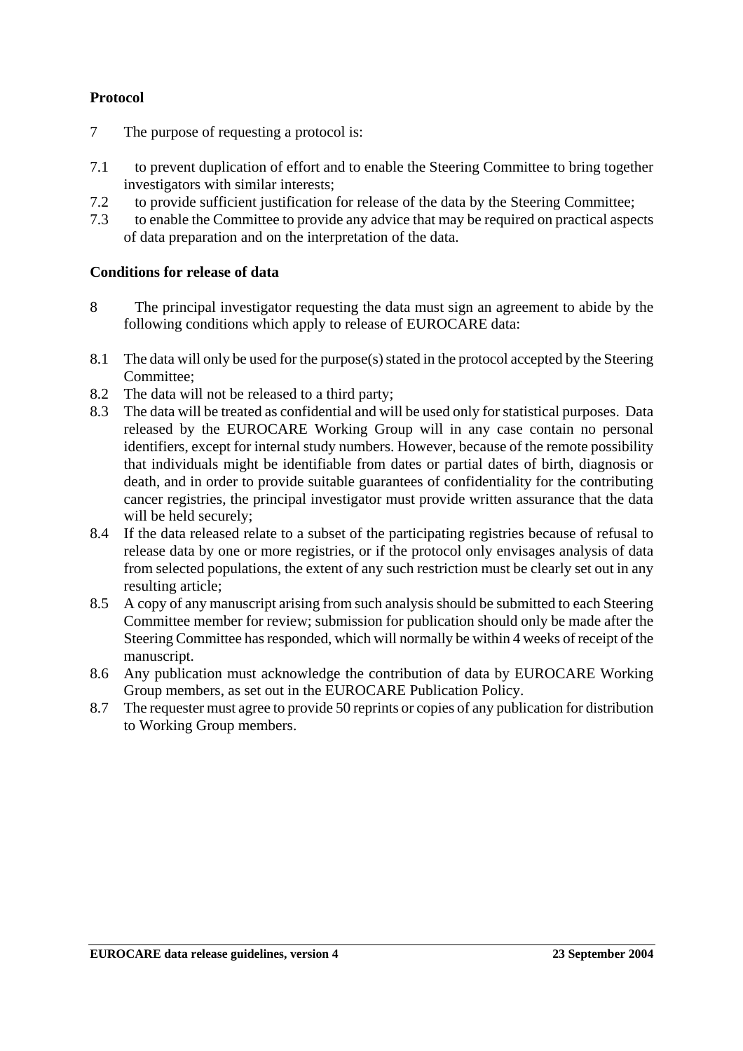**Protocol**

7 The purpose of requesting a protocol is:

7.1 to prevent duplication of effort and to enable the Steering Committee to bring together investigators with similar interests;
7.2 to provide sufficient justification for release of the data by the Steering Committee;
7.3 to enable the Committee to provide any advice that may be required on practical aspects of data preparation and on the interpretation of the data.

**Conditions for release of data**

8 The principal investigator requesting the data must sign an agreement to abide by the following conditions which apply to release of EUROCARE data:

8.1 The data will only be used for the purpose(s) stated in the protocol accepted by the Steering Committee;
8.2 The data will not be released to a third party;
8.3 The data will be treated as confidential and will be used only for statistical purposes. Data released by the EUROCARE Working Group will in any case contain no personal identifiers, except for internal study numbers. However, because of the remote possibility that individuals might be identifiable from dates or partial dates of birth, diagnosis or death, and in order to provide suitable guarantees of confidentiality for the contributing cancer registries, the principal investigator must provide written assurance that the data will be held securely;
8.4 If the data released relate to a subset of the participating registries because of refusal to release data by one or more registries, or if the protocol only envisages analysis of data from selected populations, the extent of any such restriction must be clearly set out in any resulting article;
8.5 A copy of any manuscript arising from such analysis should be submitted to each Steering Committee member for review; submission for publication should only be made after the Steering Committee has responded, which will normally be within 4 weeks of receipt of the manuscript.
8.6 Any publication must acknowledge the contribution of data by EUROCARE Working Group members, as set out in the EUROCARE Publication Policy.
8.7 The requester must agree to provide 50 reprints or copies of any publication for distribution to Working Group members.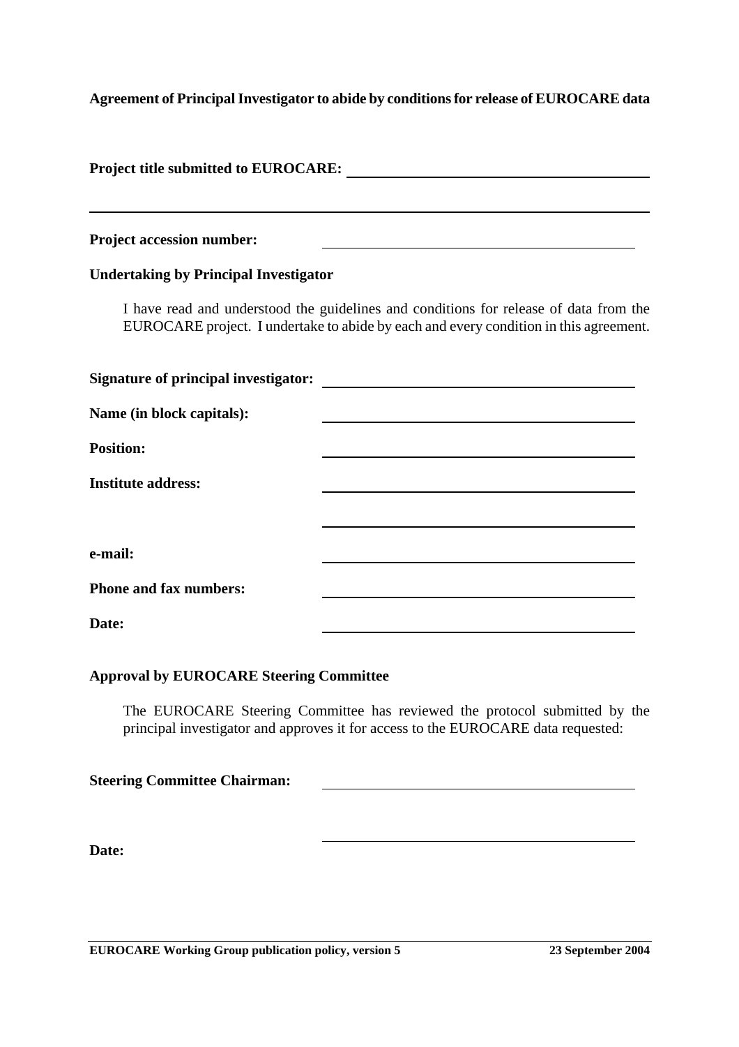**Agreement of Principal Investigator to abide by conditions for release of EUROCARE data**

**Project title submitted to EUROCARE:** \_\_\_\_\_\_\_\_\_\_\_\_\_\_\_\_\_\_\_\_\_\_\_\_\_\_\_\_\_\_\_\_\_\_\_\_\_\_\_\_

\_\_\_\_\_\_\_\_\_\_\_\_\_\_\_\_\_\_\_\_\_\_\_\_\_\_\_\_\_\_\_\_\_\_\_\_\_\_\_\_\_\_\_\_\_\_\_\_\_\_\_\_\_\_\_\_\_\_\_\_\_\_\_\_\_\_\_\_\_\_\_\_\_\_\_\_\_\_

**Project accession number:** \_\_\_\_\_\_\_\_\_\_\_\_\_\_\_\_\_\_\_\_\_\_\_\_\_\_\_\_\_\_\_\_\_\_\_\_\_\_\_\_

**Undertaking by Principal Investigator**

I have read and understood the guidelines and conditions for release of data from the EUROCARE project. I undertake to abide by each and every condition in this agreement.

**Signature of principal investigator:** \_\_\_\_\_\_\_\_\_\_\_\_\_\_\_\_\_\_\_\_\_\_\_\_\_\_\_\_\_\_\_\_\_\_\_\_\_\_\_\_

**Name (in block capitals):** \_\_\_\_\_\_\_\_\_\_\_\_\_\_\_\_\_\_\_\_\_\_\_\_\_\_\_\_\_\_\_\_\_\_\_\_\_\_\_\_

**Position:** \_\_\_\_\_\_\_\_\_\_\_\_\_\_\_\_\_\_\_\_\_\_\_\_\_\_\_\_\_\_\_\_\_\_\_\_\_\_\_\_

**Institute address:** \_\_\_\_\_\_\_\_\_\_\_\_\_\_\_\_\_\_\_\_\_\_\_\_\_\_\_\_\_\_\_\_\_\_\_\_\_\_\_\_

\_\_\_\_\_\_\_\_\_\_\_\_\_\_\_\_\_\_\_\_\_\_\_\_\_\_\_\_\_\_\_\_\_\_\_\_\_\_\_\_

**e-mail:** \_\_\_\_\_\_\_\_\_\_\_\_\_\_\_\_\_\_\_\_\_\_\_\_\_\_\_\_\_\_\_\_\_\_\_\_\_\_\_\_

**Phone and fax numbers:** \_\_\_\_\_\_\_\_\_\_\_\_\_\_\_\_\_\_\_\_\_\_\_\_\_\_\_\_\_\_\_\_\_\_\_\_\_\_\_\_

**Date:** \_\_\_\_\_\_\_\_\_\_\_\_\_\_\_\_\_\_\_\_\_\_\_\_\_\_\_\_\_\_\_\_\_\_\_\_\_\_\_\_

**Approval by EUROCARE Steering Committee**

The EUROCARE Steering Committee has reviewed the protocol submitted by the principal investigator and approves it for access to the EUROCARE data requested:

**Steering Committee Chairman:** \_\_\_\_\_\_\_\_\_\_\_\_\_\_\_\_\_\_\_\_\_\_\_\_\_\_\_\_\_\_\_\_\_\_\_\_\_\_\_\_

**Date:** \_\_\_\_\_\_\_\_\_\_\_\_\_\_\_\_\_\_\_\_\_\_\_\_\_\_\_\_\_\_\_\_\_\_\_\_\_\_\_\_

**EUROCARE Working Group publication policy, version 5** **23 September 2004**